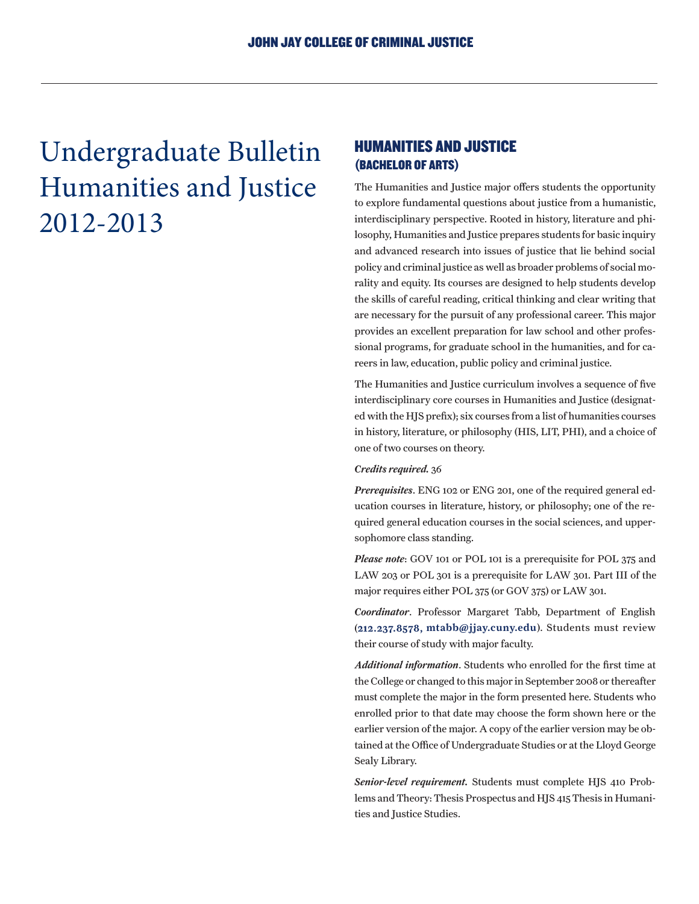# Undergraduate Bulletin Humanities and Justice 2012-2013

## HUMANITIES AND JUSTICE
### (BACHELOR OF ARTS)

The Humanities and Justice major offers students the opportunity to explore fundamental questions about justice from a humanistic, interdisciplinary perspective. Rooted in history, literature and philosophy, Humanities and Justice prepares students for basic inquiry and advanced research into issues of justice that lie behind social policy and criminal justice as well as broader problems of social morality and equity. Its courses are designed to help students develop the skills of careful reading, critical thinking and clear writing that are necessary for the pursuit of any professional career. This major provides an excellent preparation for law school and other professional programs, for graduate school in the humanities, and for careers in law, education, public policy and criminal justice.

The Humanities and Justice curriculum involves a sequence of five interdisciplinary core courses in Humanities and Justice (designated with the HJS prefix); six courses from a list of humanities courses in history, literature, or philosophy (HIS, LIT, PHI), and a choice of one of two courses on theory.

***Credits required.*** 36

***Prerequisites***. ENG 102 or ENG 201, one of the required general education courses in literature, history, or philosophy; one of the required general education courses in the social sciences, and upper-sophomore class standing.

***Please note***: GOV 101 or POL 101 is a prerequisite for POL 375 and LAW 203 or POL 301 is a prerequisite for LAW 301. Part III of the major requires either POL 375 (or GOV 375) or LAW 301.

***Coordinator***. Professor Margaret Tabb, Department of English (**212.237.8578, mtabb@jjay.cuny.edu**). Students must review their course of study with major faculty.

***Additional information***. Students who enrolled for the first time at the College or changed to this major in September 2008 or thereafter must complete the major in the form presented here. Students who enrolled prior to that date may choose the form shown here or the earlier version of the major. A copy of the earlier version may be obtained at the Office of Undergraduate Studies or at the Lloyd George Sealy Library.

***Senior-level requirement.*** Students must complete HJS 410 Problems and Theory: Thesis Prospectus and HJS 415 Thesis in Humanities and Justice Studies.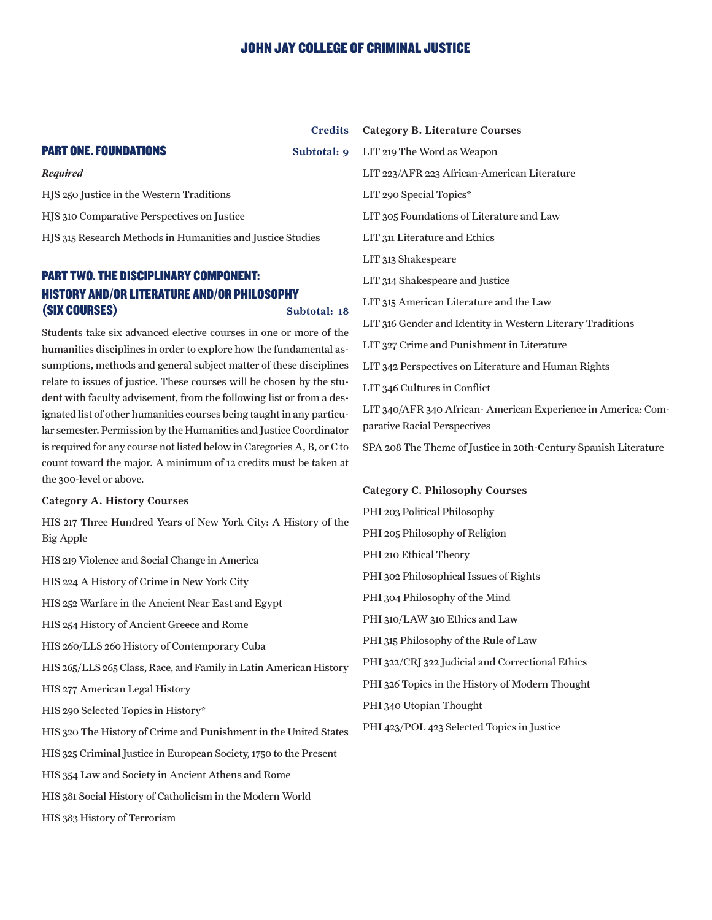**Credits**

## PART ONE. FOUNDATIONS **Subtotal: 9**

*Required*

HJS 250 Justice in the Western Traditions

HJS 310 Comparative Perspectives on Justice

HJS 315 Research Methods in Humanities and Justice Studies

## PART TWO. THE DISCIPLINARY COMPONENT: HISTORY AND/OR LITERATURE AND/OR PHILOSOPHY (SIX COURSES) **Subtotal: 18**

Students take six advanced elective courses in one or more of the humanities disciplines in order to explore how the fundamental assumptions, methods and general subject matter of these disciplines relate to issues of justice. These courses will be chosen by the student with faculty advisement, from the following list or from a designated list of other humanities courses being taught in any particular semester. Permission by the Humanities and Justice Coordinator is required for any course not listed below in Categories A, B, or C to count toward the major. A minimum of 12 credits must be taken at the 300-level or above.

**Category A. History Courses**

HIS 217 Three Hundred Years of New York City: A History of the Big Apple

HIS 219 Violence and Social Change in America

HIS 224 A History of Crime in New York City

HIS 252 Warfare in the Ancient Near East and Egypt

HIS 254 History of Ancient Greece and Rome

HIS 260/LLS 260 History of Contemporary Cuba

HIS 265/LLS 265 Class, Race, and Family in Latin American History

HIS 277 American Legal History

HIS 290 Selected Topics in History*

HIS 320 The History of Crime and Punishment in the United States

HIS 325 Criminal Justice in European Society, 1750 to the Present

HIS 354 Law and Society in Ancient Athens and Rome

HIS 381 Social History of Catholicism in the Modern World

HIS 383 History of Terrorism

**Category B. Literature Courses**

LIT 219 The Word as Weapon

LIT 223/AFR 223 African-American Literature

LIT 290 Special Topics*

LIT 305 Foundations of Literature and Law

LIT 311 Literature and Ethics

LIT 313 Shakespeare

LIT 314 Shakespeare and Justice

LIT 315 American Literature and the Law

LIT 316 Gender and Identity in Western Literary Traditions

LIT 327 Crime and Punishment in Literature

LIT 342 Perspectives on Literature and Human Rights

LIT 346 Cultures in Conflict

LIT 340/AFR 340 African- American Experience in America: Comparative Racial Perspectives

SPA 208 The Theme of Justice in 20th-Century Spanish Literature

**Category C. Philosophy Courses**

PHI 203 Political Philosophy

PHI 205 Philosophy of Religion

PHI 210 Ethical Theory

PHI 302 Philosophical Issues of Rights

PHI 304 Philosophy of the Mind

PHI 310/LAW 310 Ethics and Law

PHI 315 Philosophy of the Rule of Law

PHI 322/CRJ 322 Judicial and Correctional Ethics

PHI 326 Topics in the History of Modern Thought

PHI 340 Utopian Thought

PHI 423/POL 423 Selected Topics in Justice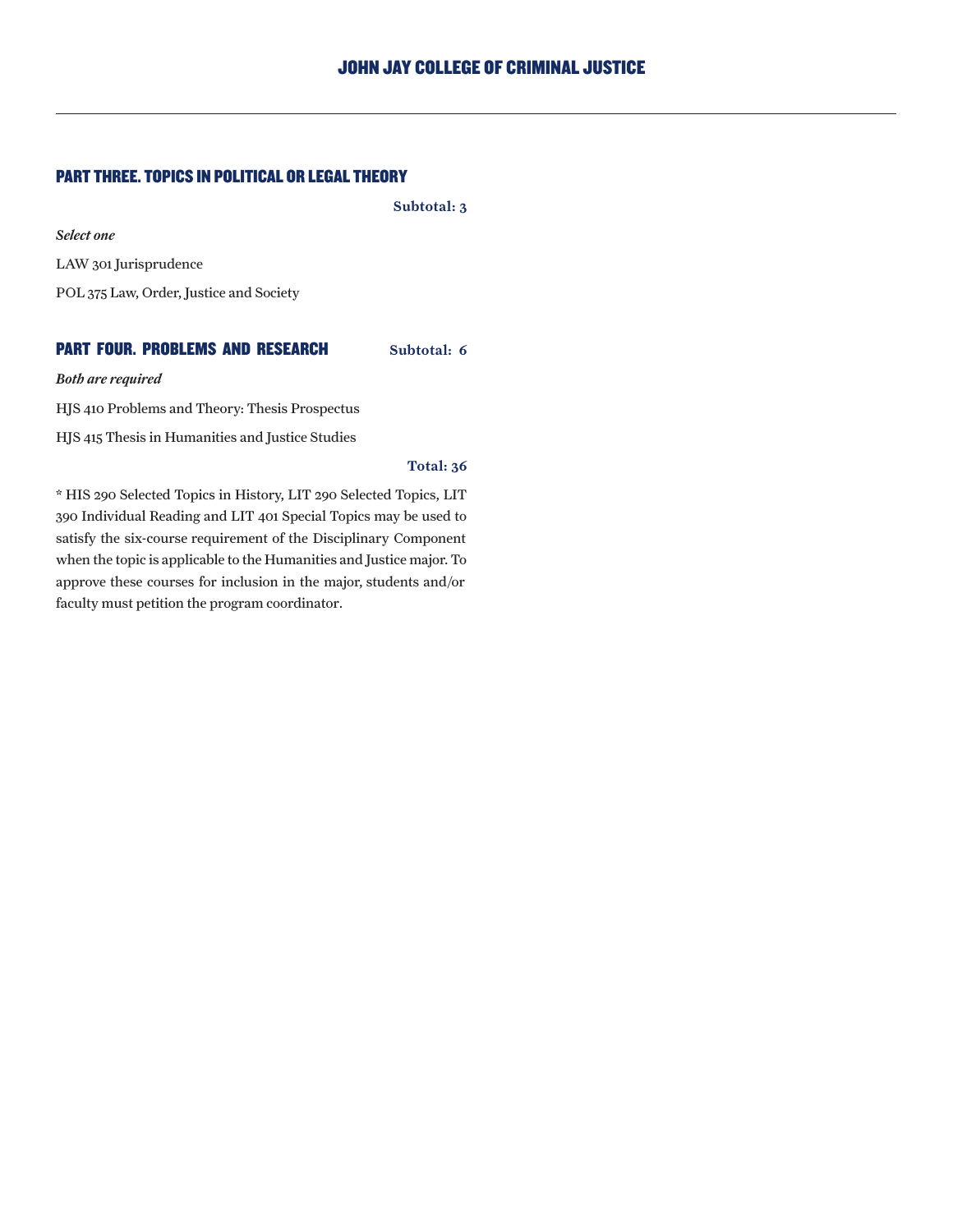## PART THREE. TOPICS IN POLITICAL OR LEGAL THEORY

**Subtotal: 3**

***Select one***

LAW 301 Jurisprudence

POL 375 Law, Order, Justice and Society

## PART FOUR. PROBLEMS AND RESEARCH

**Subtotal: 6**

***Both are required***

HJS 410 Problems and Theory: Thesis Prospectus

HJS 415 Thesis in Humanities and Justice Studies

**Total: 36**

* HIS 290 Selected Topics in History, LIT 290 Selected Topics, LIT 390 Individual Reading and LIT 401 Special Topics may be used to satisfy the six-course requirement of the Disciplinary Component when the topic is applicable to the Humanities and Justice major. To approve these courses for inclusion in the major, students and/or faculty must petition the program coordinator.